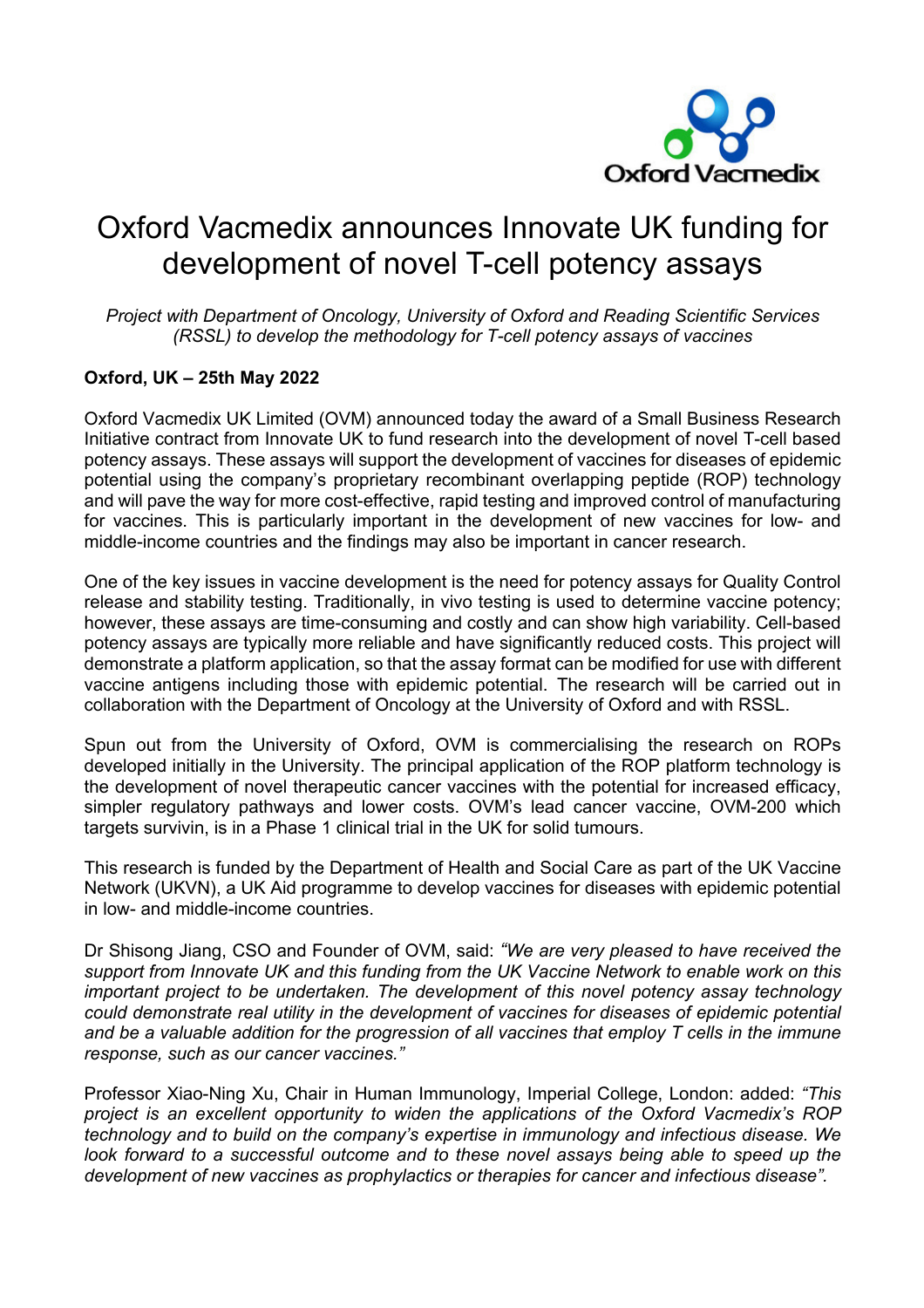Oxford Vacmedix

# Oxford Vacmedix announces Innovate UK funding for development of novel T-cell potency assays

*Project with Department of Oncology, University of Oxford and Reading Scientific Services (RSSL) to develop the methodology for T-cell potency assays of vaccines*

**Oxford, UK – 25th May 2022**

Oxford Vacmedix UK Limited (OVM) announced today the award of a Small Business Research Initiative contract from Innovate UK to fund research into the development of novel T-cell based potency assays. These assays will support the development of vaccines for diseases of epidemic potential using the company's proprietary recombinant overlapping peptide (ROP) technology and will pave the way for more cost-effective, rapid testing and improved control of manufacturing for vaccines. This is particularly important in the development of new vaccines for low- and middle-income countries and the findings may also be important in cancer research.

One of the key issues in vaccine development is the need for potency assays for Quality Control release and stability testing. Traditionally, in vivo testing is used to determine vaccine potency; however, these assays are time-consuming and costly and can show high variability. Cell-based potency assays are typically more reliable and have significantly reduced costs. This project will demonstrate a platform application, so that the assay format can be modified for use with different vaccine antigens including those with epidemic potential. The research will be carried out in collaboration with the Department of Oncology at the University of Oxford and with RSSL.

Spun out from the University of Oxford, OVM is commercialising the research on ROPs developed initially in the University. The principal application of the ROP platform technology is the development of novel therapeutic cancer vaccines with the potential for increased efficacy, simpler regulatory pathways and lower costs. OVM's lead cancer vaccine, OVM-200 which targets survivin, is in a Phase 1 clinical trial in the UK for solid tumours.

This research is funded by the Department of Health and Social Care as part of the UK Vaccine Network (UKVN), a UK Aid programme to develop vaccines for diseases with epidemic potential in low- and middle-income countries.

Dr Shisong Jiang, CSO and Founder of OVM, said: *"We are very pleased to have received the support from Innovate UK and this funding from the UK Vaccine Network to enable work on this important project to be undertaken. The development of this novel potency assay technology could demonstrate real utility in the development of vaccines for diseases of epidemic potential and be a valuable addition for the progression of all vaccines that employ T cells in the immune response, such as our cancer vaccines."*

Professor Xiao-Ning Xu, Chair in Human Immunology, Imperial College, London: added: *"This project is an excellent opportunity to widen the applications of the Oxford Vacmedix's ROP technology and to build on the company's expertise in immunology and infectious disease. We look forward to a successful outcome and to these novel assays being able to speed up the development of new vaccines as prophylactics or therapies for cancer and infectious disease".*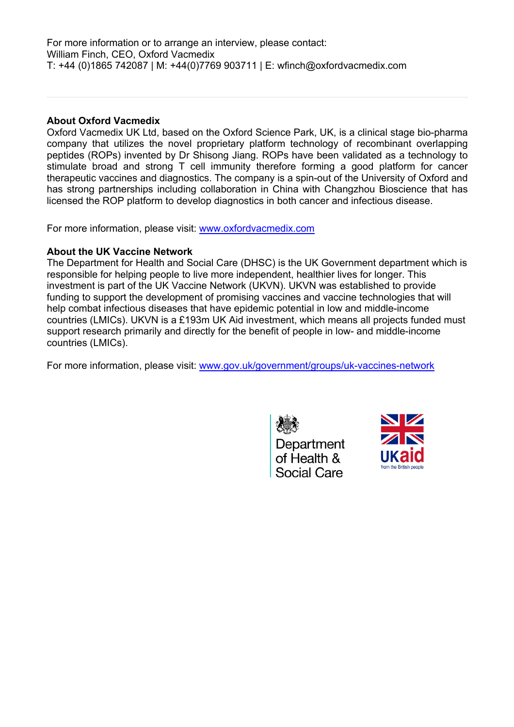For more information or to arrange an interview, please contact:
William Finch, CEO, Oxford Vacmedix
T: +44 (0)1865 742087 | M: +44(0)7769 903711 | E: wfinch@oxfordvacmedix.com

---

**About Oxford Vacmedix**

Oxford Vacmedix UK Ltd, based on the Oxford Science Park, UK, is a clinical stage bio-pharma company that utilizes the novel proprietary platform technology of recombinant overlapping peptides (ROPs) invented by Dr Shisong Jiang. ROPs have been validated as a technology to stimulate broad and strong T cell immunity therefore forming a good platform for cancer therapeutic vaccines and diagnostics. The company is a spin-out of the University of Oxford and has strong partnerships including collaboration in China with Changzhou Bioscience that has licensed the ROP platform to develop diagnostics in both cancer and infectious disease.

For more information, please visit: www.oxfordvacmedix.com

**About the UK Vaccine Network**

The Department for Health and Social Care (DHSC) is the UK Government department which is responsible for helping people to live more independent, healthier lives for longer. This investment is part of the UK Vaccine Network (UKVN). UKVN was established to provide funding to support the development of promising vaccines and vaccine technologies that will help combat infectious diseases that have epidemic potential in low and middle-income countries (LMICs). UKVN is a £193m UK Aid investment, which means all projects funded must support research primarily and directly for the benefit of people in low- and middle-income countries (LMICs).

For more information, please visit: www.gov.uk/government/groups/uk-vaccines-network

Department of Health & Social Care

UKaid
from the British people